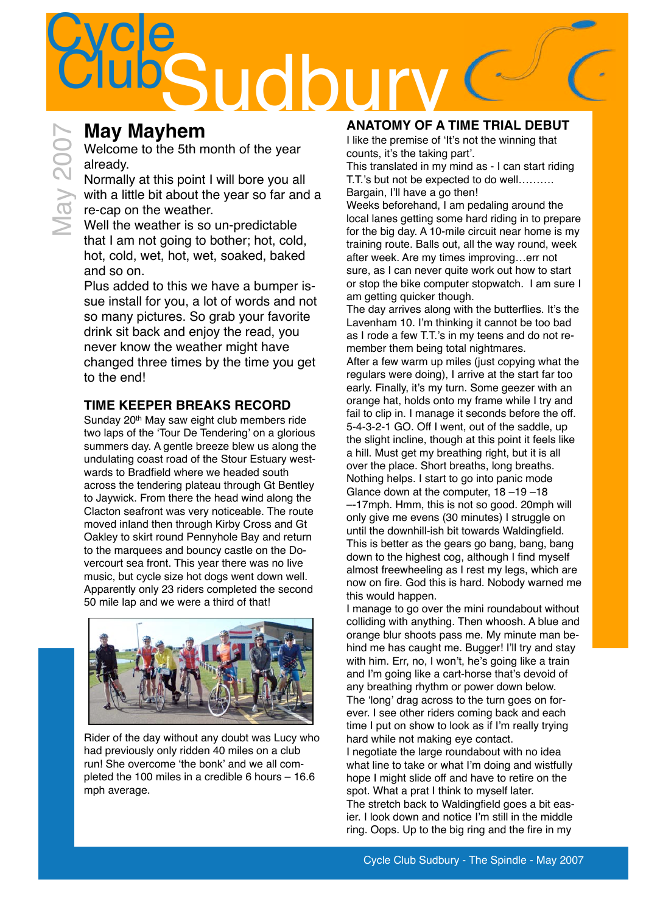# Cycle Club Sudbury

May 2007

## May Mayhem

Welcome to the 5th month of the year already.

Normally at this point I will bore you all with a little bit about the year so far and a re-cap on the weather.

Well the weather is so un-predictable that I am not going to bother; hot, cold, hot, cold, wet, hot, wet, soaked, baked and so on.

Plus added to this we have a bumper issue install for you, a lot of words and not so many pictures. So grab your favorite drink sit back and enjoy the read, you never know the weather might have changed three times by the time you get to the end!

### TIME KEEPER BREAKS RECORD

Sunday 20th May saw eight club members ride two laps of the 'Tour De Tendering' on a glorious summers day. A gentle breeze blew us along the undulating coast road of the Stour Estuary westwards to Bradfield where we headed south across the tendering plateau through Gt Bentley to Jaywick. From there the head wind along the Clacton seafront was very noticeable. The route moved inland then through Kirby Cross and Gt Oakley to skirt round Pennyhole Bay and return to the marquees and bouncy castle on the Dovercourt sea front. This year there was no live music, but cycle size hot dogs went down well. Apparently only 23 riders completed the second 50 mile lap and we were a third of that!

Rider of the day without any doubt was Lucy who had previously only ridden 40 miles on a club run! She overcome 'the bonk' and we all completed the 100 miles in a credible 6 hours – 16.6 mph average.

### ANATOMY OF A TIME TRIAL DEBUT

I like the premise of 'It's not the winning that counts, it's the taking part'.

This translated in my mind as - I can start riding T.T.'s but not be expected to do well……….

Bargain, I'll have a go then!

Weeks beforehand, I am pedaling around the local lanes getting some hard riding in to prepare for the big day. A 10-mile circuit near home is my training route. Balls out, all the way round, week after week. Are my times improving…err not sure, as I can never quite work out how to start or stop the bike computer stopwatch. I am sure I am getting quicker though.

The day arrives along with the butterflies. It's the Lavenham 10. I'm thinking it cannot be too bad as I rode a few T.T.'s in my teens and do not remember them being total nightmares.

After a few warm up miles (just copying what the regulars were doing), I arrive at the start far too early. Finally, it's my turn. Some geezer with an orange hat, holds onto my frame while I try and fail to clip in. I manage it seconds before the off. 5-4-3-2-1 GO. Off I went, out of the saddle, up the slight incline, though at this point it feels like a hill. Must get my breathing right, but it is all over the place. Short breaths, long breaths. Nothing helps. I start to go into panic mode Glance down at the computer, 18 –19 –18 –-17mph. Hmm, this is not so good. 20mph will only give me evens (30 minutes) I struggle on until the downhill-ish bit towards Waldingfield. This is better as the gears go bang, bang, bang down to the highest cog, although I find myself almost freewheeling as I rest my legs, which are now on fire. God this is hard. Nobody warned me this would happen.

I manage to go over the mini roundabout without colliding with anything. Then whoosh. A blue and orange blur shoots pass me. My minute man behind me has caught me. Bugger! I'll try and stay with him. Err, no, I won't, he's going like a train and I'm going like a cart-horse that's devoid of any breathing rhythm or power down below.

The 'long' drag across to the turn goes on forever. I see other riders coming back and each time I put on show to look as if I'm really trying hard while not making eye contact.

I negotiate the large roundabout with no idea what line to take or what I'm doing and wistfully hope I might slide off and have to retire on the spot. What a prat I think to myself later.

The stretch back to Waldingfield goes a bit easier. I look down and notice I'm still in the middle ring. Oops. Up to the big ring and the fire in my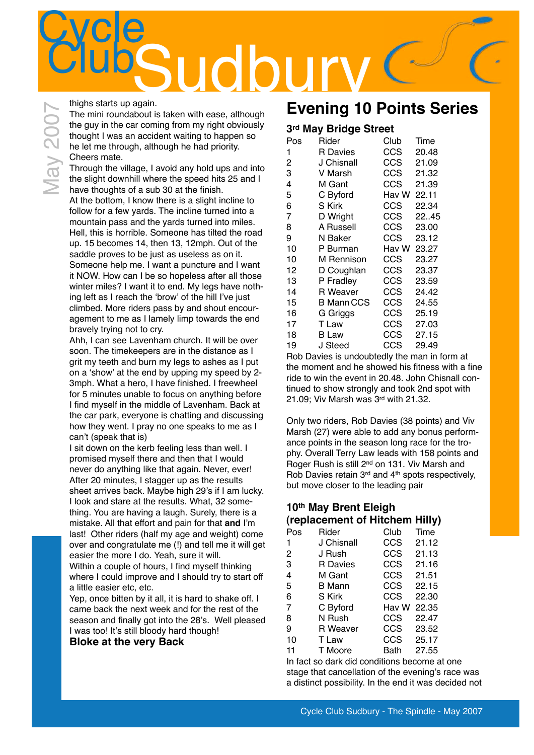thighs starts up again.
The mini roundabout is taken with ease, although the guy in the car coming from my right obviously thought I was an accident waiting to happen so he let me through, although he had priority. Cheers mate.
Through the village, I avoid any hold ups and into the slight downhill where the speed hits 25 and I have thoughts of a sub 30 at the finish.
At the bottom, I know there is a slight incline to follow for a few yards. The incline turned into a mountain pass and the yards turned into miles. Hell, this is horrible. Someone has tilted the road up. 15 becomes 14, then 13, 12mph. Out of the saddle proves to be just as useless as on it. Someone help me. I want a puncture and I want it NOW. How can I be so hopeless after all those winter miles? I want it to end. My legs have nothing left as I reach the 'brow' of the hill I've just climbed. More riders pass by and shout encouragement to me as I lamely limp towards the end bravely trying not to cry.
Ahh, I can see Lavenham church. It will be over soon. The timekeepers are in the distance as I grit my teeth and burn my legs to ashes as I put on a 'show' at the end by upping my speed by 2-3mph. What a hero, I have finished. I freewheel for 5 minutes unable to focus on anything before I find myself in the middle of Lavenham. Back at the car park, everyone is chatting and discussing how they went. I pray no one speaks to me as I can't (speak that is)
I sit down on the kerb feeling less than well. I promised myself there and then that I would never do anything like that again. Never, ever! After 20 minutes, I stagger up as the results sheet arrives back. Maybe high 29's if I am lucky. I look and stare at the results. What, 32 something. You are having a laugh. Surely, there is a mistake. All that effort and pain for that **and** I'm last! Other riders (half my age and weight) come over and congratulate me (!) and tell me it will get easier the more I do. Yeah, sure it will.
Within a couple of hours, I find myself thinking where I could improve and I should try to start off a little easier etc, etc.
Yep, once bitten by it all, it is hard to shake off. I came back the next week and for the rest of the season and finally got into the 28's. Well pleased I was too! It's still bloody hard though!
**Bloke at the very Back**

# Evening 10 Points Series

## 3rd May Bridge Street

| Pos | Rider | Club | Time |
|---|---|---|---|
| 1 | R Davies | CCS | 20.48 |
| 2 | J Chisnall | CCS | 21.09 |
| 3 | V Marsh | CCS | 21.32 |
| 4 | M Gant | CCS | 21.39 |
| 5 | C Byford | Hav W | 22.11 |
| 6 | S Kirk | CCS | 22.34 |
| 7 | D Wright | CCS | 22..45 |
| 8 | A Russell | CCS | 23.00 |
| 9 | N Baker | CCS | 23.12 |
| 10 | P Burman | Hav W | 23.27 |
| 10 | M Rennison | CCS | 23.27 |
| 12 | D Coughlan | CCS | 23.37 |
| 13 | P Fradley | CCS | 23.59 |
| 14 | R Weaver | CCS | 24.42 |
| 15 | B Mann CCS | CCS | 24.55 |
| 16 | G Griggs | CCS | 25.19 |
| 17 | T Law | CCS | 27.03 |
| 18 | B Law | CCS | 27.15 |
| 19 | J Steed | CCS | 29.49 |

Rob Davies is undoubtedly the man in form at the moment and he showed his fitness with a fine ride to win the event in 20.48. John Chisnall continued to show strongly and took 2nd spot with 21.09; Viv Marsh was 3rd with 21.32.

Only two riders, Rob Davies (38 points) and Viv Marsh (27) were able to add any bonus performance points in the season long race for the trophy. Overall Terry Law leads with 158 points and Roger Rush is still 2nd on 131. Viv Marsh and Rob Davies retain 3rd and 4th spots respectively, but move closer to the leading pair

## 10th May Brent Eleigh (replacement of Hitchem Hilly)

| Pos | Rider | Club | Time |
|---|---|---|---|
| 1 | J Chisnall | CCS | 21.12 |
| 2 | J Rush | CCS | 21.13 |
| 3 | R Davies | CCS | 21.16 |
| 4 | M Gant | CCS | 21.51 |
| 5 | B Mann | CCS | 22.15 |
| 6 | S Kirk | CCS | 22.30 |
| 7 | C Byford | Hav W | 22.35 |
| 8 | N Rush | CCS | 22.47 |
| 9 | R Weaver | CCS | 23.52 |
| 10 | T Law | CCS | 25.17 |
| 11 | T Moore | Bath | 27.55 |

In fact so dark did conditions become at one stage that cancellation of the evening's race was a distinct possibility. In the end it was decided not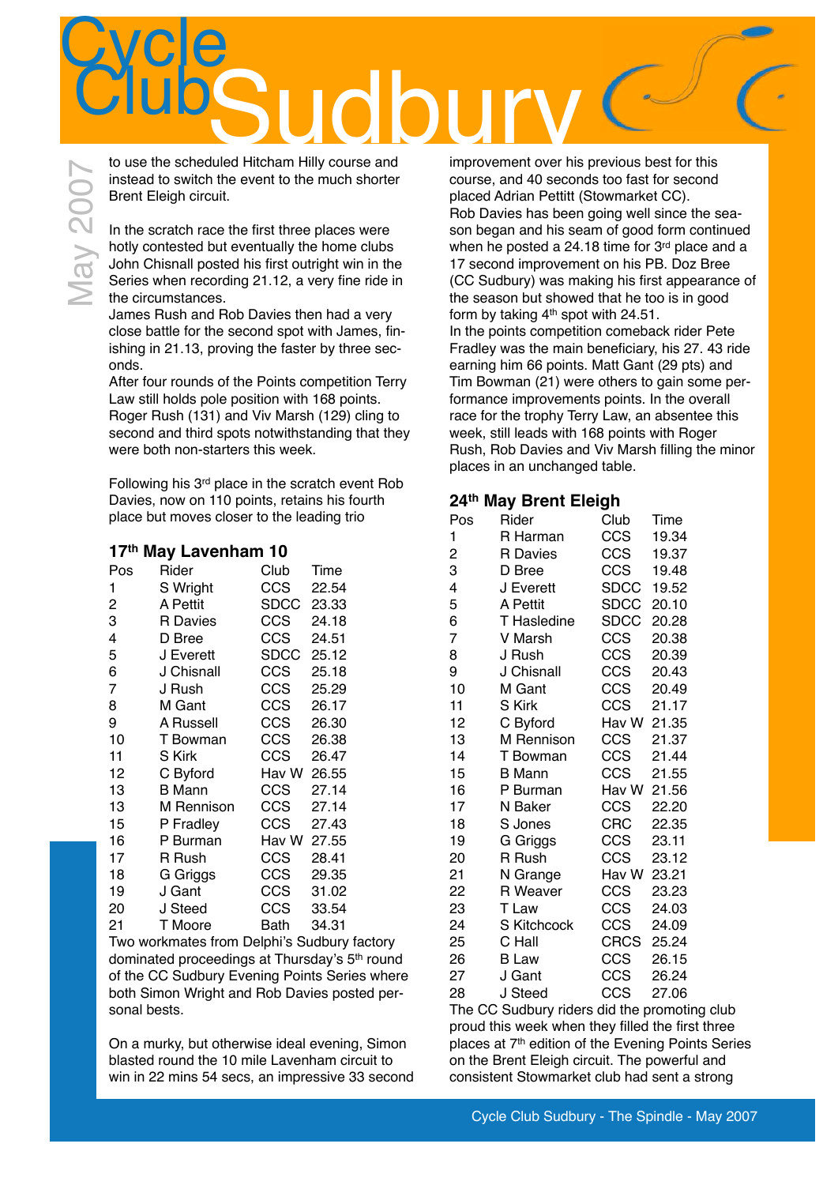to use the scheduled Hitcham Hilly course and instead to switch the event to the much shorter Brent Eleigh circuit.

In the scratch race the first three places were hotly contested but eventually the home clubs John Chisnall posted his first outright win in the Series when recording 21.12, a very fine ride in the circumstances.

James Rush and Rob Davies then had a very close battle for the second spot with James, finishing in 21.13, proving the faster by three seconds.

After four rounds of the Points competition Terry Law still holds pole position with 168 points. Roger Rush (131) and Viv Marsh (129) cling to second and third spots notwithstanding that they were both non-starters this week.

Following his 3rd place in the scratch event Rob Davies, now on 110 points, retains his fourth place but moves closer to the leading trio

### 17th May Lavenham 10

| Pos | Rider | Club | Time |
|---|---|---|---|
| 1 | S Wright | CCS | 22.54 |
| 2 | A Pettit | SDCC | 23.33 |
| 3 | R Davies | CCS | 24.18 |
| 4 | D Bree | CCS | 24.51 |
| 5 | J Everett | SDCC | 25.12 |
| 6 | J Chisnall | CCS | 25.18 |
| 7 | J Rush | CCS | 25.29 |
| 8 | M Gant | CCS | 26.17 |
| 9 | A Russell | CCS | 26.30 |
| 10 | T Bowman | CCS | 26.38 |
| 11 | S Kirk | CCS | 26.47 |
| 12 | C Byford | Hav W | 26.55 |
| 13 | B Mann | CCS | 27.14 |
| 13 | M Rennison | CCS | 27.14 |
| 15 | P Fradley | CCS | 27.43 |
| 16 | P Burman | Hav W | 27.55 |
| 17 | R Rush | CCS | 28.41 |
| 18 | G Griggs | CCS | 29.35 |
| 19 | J Gant | CCS | 31.02 |
| 20 | J Steed | CCS | 33.54 |
| 21 | T Moore | Bath | 34.31 |

Two workmates from Delphi's Sudbury factory dominated proceedings at Thursday's 5th round of the CC Sudbury Evening Points Series where both Simon Wright and Rob Davies posted personal bests.

On a murky, but otherwise ideal evening, Simon blasted round the 10 mile Lavenham circuit to win in 22 mins 54 secs, an impressive 33 second improvement over his previous best for this course, and 40 seconds too fast for second placed Adrian Pettitt (Stowmarket CC).

Rob Davies has been going well since the season began and his seam of good form continued when he posted a 24.18 time for 3rd place and a 17 second improvement on his PB. Doz Bree (CC Sudbury) was making his first appearance of the season but showed that he too is in good form by taking 4th spot with 24.51.

In the points competition comeback rider Pete Fradley was the main beneficiary, his 27. 43 ride earning him 66 points. Matt Gant (29 pts) and Tim Bowman (21) were others to gain some performance improvements points. In the overall race for the trophy Terry Law, an absentee this week, still leads with 168 points with Roger Rush, Rob Davies and Viv Marsh filling the minor places in an unchanged table.

### 24th May Brent Eleigh

| Pos | Rider | Club | Time |
|---|---|---|---|
| 1 | R Harman | CCS | 19.34 |
| 2 | R Davies | CCS | 19.37 |
| 3 | D Bree | CCS | 19.48 |
| 4 | J Everett | SDCC | 19.52 |
| 5 | A Pettit | SDCC | 20.10 |
| 6 | T Hasledine | SDCC | 20.28 |
| 7 | V Marsh | CCS | 20.38 |
| 8 | J Rush | CCS | 20.39 |
| 9 | J Chisnall | CCS | 20.43 |
| 10 | M Gant | CCS | 20.49 |
| 11 | S Kirk | CCS | 21.17 |
| 12 | C Byford | Hav W | 21.35 |
| 13 | M Rennison | CCS | 21.37 |
| 14 | T Bowman | CCS | 21.44 |
| 15 | B Mann | CCS | 21.55 |
| 16 | P Burman | Hav W | 21.56 |
| 17 | N Baker | CCS | 22.20 |
| 18 | S Jones | CRC | 22.35 |
| 19 | G Griggs | CCS | 23.11 |
| 20 | R Rush | CCS | 23.12 |
| 21 | N Grange | Hav W | 23.21 |
| 22 | R Weaver | CCS | 23.23 |
| 23 | T Law | CCS | 24.03 |
| 24 | S Kitchcock | CCS | 24.09 |
| 25 | C Hall | CRCS | 25.24 |
| 26 | B Law | CCS | 26.15 |
| 27 | J Gant | CCS | 26.24 |
| 28 | J Steed | CCS | 27.06 |

The CC Sudbury riders did the promoting club proud this week when they filled the first three places at 7th edition of the Evening Points Series on the Brent Eleigh circuit. The powerful and consistent Stowmarket club had sent a strong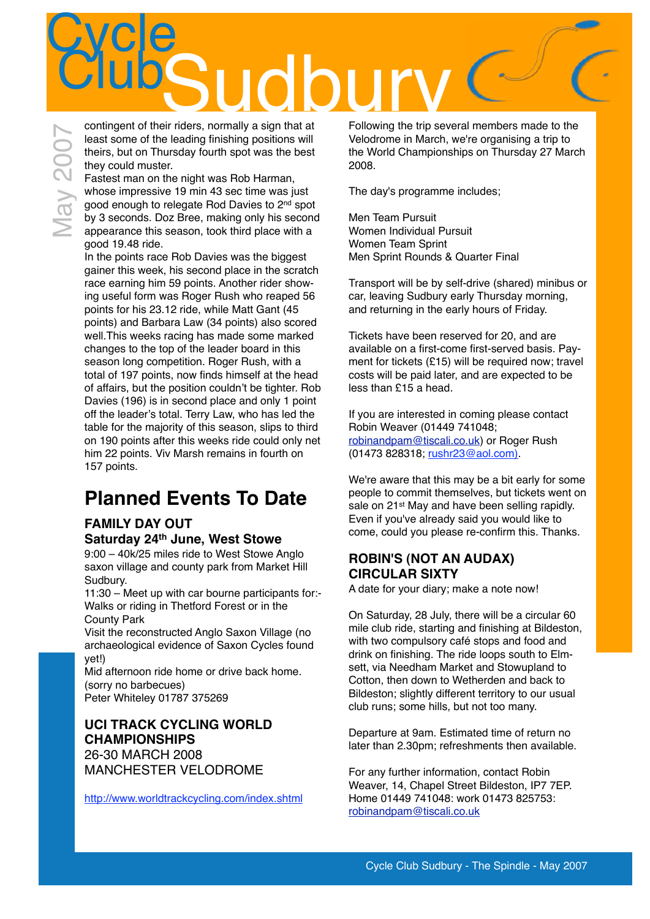contingent of their riders, normally a sign that at least some of the leading finishing positions will theirs, but on Thursday fourth spot was the best they could muster.
Fastest man on the night was Rob Harman, whose impressive 19 min 43 sec time was just good enough to relegate Rod Davies to 2nd spot by 3 seconds. Doz Bree, making only his second appearance this season, took third place with a good 19.48 ride.
In the points race Rob Davies was the biggest gainer this week, his second place in the scratch race earning him 59 points. Another rider showing useful form was Roger Rush who reaped 56 points for his 23.12 ride, while Matt Gant (45 points) and Barbara Law (34 points) also scored well.This weeks racing has made some marked changes to the top of the leader board in this season long competition. Roger Rush, with a total of 197 points, now finds himself at the head of affairs, but the position couldn't be tighter. Rob Davies (196) is in second place and only 1 point off the leader's total. Terry Law, who has led the table for the majority of this season, slips to third on 190 points after this weeks ride could only net him 22 points. Viv Marsh remains in fourth on 157 points.

## Planned Events To Date

### FAMILY DAY OUT
### Saturday 24th June, West Stowe

9:00 – 40k/25 miles ride to West Stowe Anglo saxon village and county park from Market Hill Sudbury.
11:30 – Meet up with car bourne participants for:- Walks or riding in Thetford Forest or in the County Park
Visit the reconstructed Anglo Saxon Village (no archaeological evidence of Saxon Cycles found yet!)
Mid afternoon ride home or drive back home. (sorry no barbecues)
Peter Whiteley 01787 375269

### UCI TRACK CYCLING WORLD CHAMPIONSHIPS
26-30 MARCH 2008
MANCHESTER VELODROME

http://www.worldtrackcycling.com/index.shtml

Following the trip several members made to the Velodrome in March, we're organising a trip to the World Championships on Thursday 27 March 2008.

The day's programme includes;

Men Team Pursuit
Women Individual Pursuit
Women Team Sprint
Men Sprint Rounds & Quarter Final

Transport will be by self-drive (shared) minibus or car, leaving Sudbury early Thursday morning, and returning in the early hours of Friday.

Tickets have been reserved for 20, and are available on a first-come first-served basis. Payment for tickets (£15) will be required now; travel costs will be paid later, and are expected to be less than £15 a head.

If you are interested in coming please contact Robin Weaver (01449 741048; robinandpam@tiscali.co.uk) or Roger Rush (01473 828318; rushr23@aol.com).

We're aware that this may be a bit early for some people to commit themselves, but tickets went on sale on 21st May and have been selling rapidly. Even if you've already said you would like to come, could you please re-confirm this. Thanks.

### ROBIN'S (NOT AN AUDAX) CIRCULAR SIXTY

A date for your diary; make a note now!

On Saturday, 28 July, there will be a circular 60 mile club ride, starting and finishing at Bildeston, with two compulsory café stops and food and drink on finishing. The ride loops south to Elmsett, via Needham Market and Stowupland to Cotton, then down to Wetherden and back to Bildeston; slightly different territory to our usual club runs; some hills, but not too many.

Departure at 9am. Estimated time of return no later than 2.30pm; refreshments then available.

For any further information, contact Robin Weaver, 14, Chapel Street Bildeston, IP7 7EP. Home 01449 741048: work 01473 825753: robinandpam@tiscali.co.uk